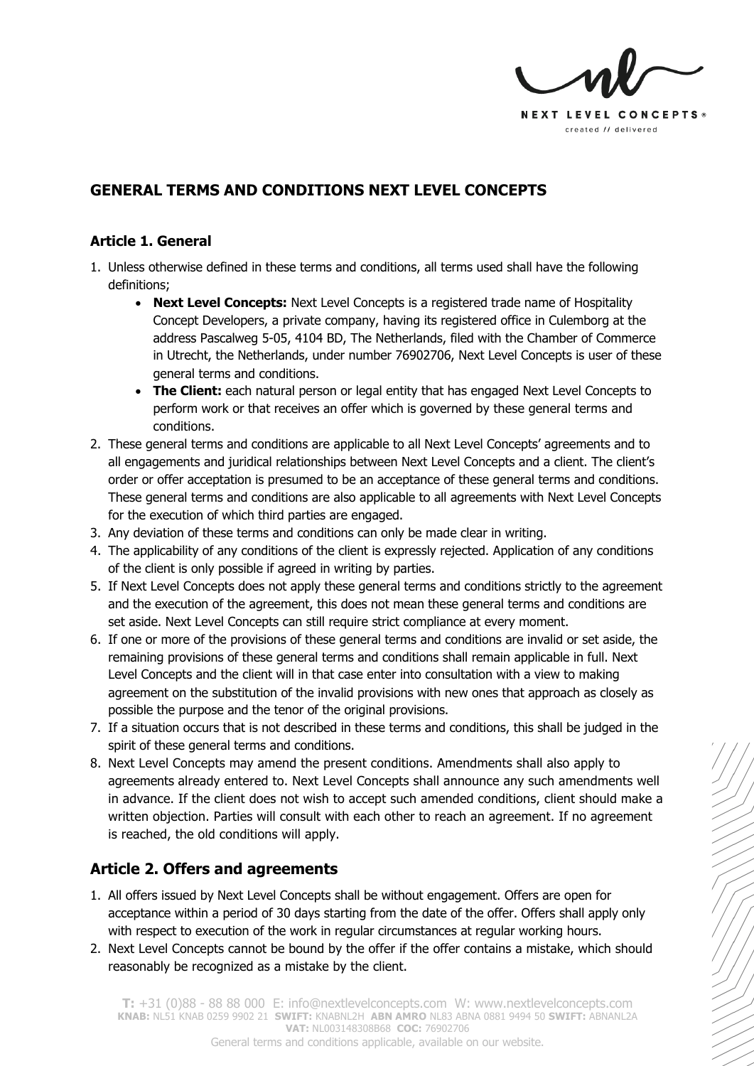# GENERAL TERMS AND CONDITIONS NEXT LEVEL CONCEPTS

## Article 1. General

1. Unless otherwise defined in these terms and conditions, all terms used shall have the following definitions;
   - **Next Level Concepts:** Next Level Concepts is a registered trade name of Hospitality Concept Developers, a private company, having its registered office in Culemborg at the address Pascalweg 5-05, 4104 BD, The Netherlands, filed with the Chamber of Commerce in Utrecht, the Netherlands, under number 76902706, Next Level Concepts is user of these general terms and conditions.
   - **The Client:** each natural person or legal entity that has engaged Next Level Concepts to perform work or that receives an offer which is governed by these general terms and conditions.
2. These general terms and conditions are applicable to all Next Level Concepts' agreements and to all engagements and juridical relationships between Next Level Concepts and a client. The client's order or offer acceptation is presumed to be an acceptance of these general terms and conditions. These general terms and conditions are also applicable to all agreements with Next Level Concepts for the execution of which third parties are engaged.
3. Any deviation of these terms and conditions can only be made clear in writing.
4. The applicability of any conditions of the client is expressly rejected. Application of any conditions of the client is only possible if agreed in writing by parties.
5. If Next Level Concepts does not apply these general terms and conditions strictly to the agreement and the execution of the agreement, this does not mean these general terms and conditions are set aside. Next Level Concepts can still require strict compliance at every moment.
6. If one or more of the provisions of these general terms and conditions are invalid or set aside, the remaining provisions of these general terms and conditions shall remain applicable in full. Next Level Concepts and the client will in that case enter into consultation with a view to making agreement on the substitution of the invalid provisions with new ones that approach as closely as possible the purpose and the tenor of the original provisions.
7. If a situation occurs that is not described in these terms and conditions, this shall be judged in the spirit of these general terms and conditions.
8. Next Level Concepts may amend the present conditions. Amendments shall also apply to agreements already entered to. Next Level Concepts shall announce any such amendments well in advance. If the client does not wish to accept such amended conditions, client should make a written objection. Parties will consult with each other to reach an agreement. If no agreement is reached, the old conditions will apply.

## Article 2. Offers and agreements

1. All offers issued by Next Level Concepts shall be without engagement. Offers are open for acceptance within a period of 30 days starting from the date of the offer. Offers shall apply only with respect to execution of the work in regular circumstances at regular working hours.
2. Next Level Concepts cannot be bound by the offer if the offer contains a mistake, which should reasonably be recognized as a mistake by the client.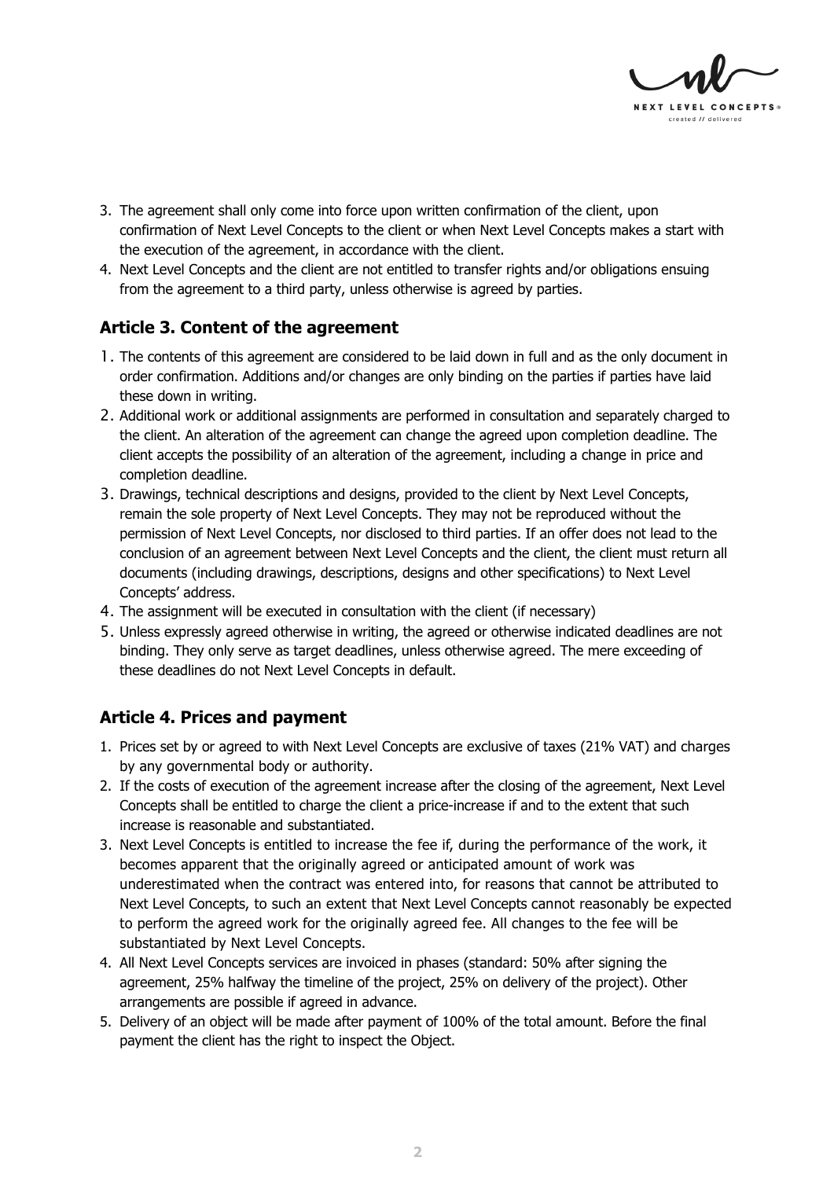3. The agreement shall only come into force upon written confirmation of the client, upon confirmation of Next Level Concepts to the client or when Next Level Concepts makes a start with the execution of the agreement, in accordance with the client.
4. Next Level Concepts and the client are not entitled to transfer rights and/or obligations ensuing from the agreement to a third party, unless otherwise is agreed by parties.

## Article 3. Content of the agreement

1. The contents of this agreement are considered to be laid down in full and as the only document in order confirmation. Additions and/or changes are only binding on the parties if parties have laid these down in writing.
2. Additional work or additional assignments are performed in consultation and separately charged to the client. An alteration of the agreement can change the agreed upon completion deadline. The client accepts the possibility of an alteration of the agreement, including a change in price and completion deadline.
3. Drawings, technical descriptions and designs, provided to the client by Next Level Concepts, remain the sole property of Next Level Concepts. They may not be reproduced without the permission of Next Level Concepts, nor disclosed to third parties. If an offer does not lead to the conclusion of an agreement between Next Level Concepts and the client, the client must return all documents (including drawings, descriptions, designs and other specifications) to Next Level Concepts' address.
4. The assignment will be executed in consultation with the client (if necessary)
5. Unless expressly agreed otherwise in writing, the agreed or otherwise indicated deadlines are not binding. They only serve as target deadlines, unless otherwise agreed. The mere exceeding of these deadlines do not Next Level Concepts in default.

## Article 4. Prices and payment

1. Prices set by or agreed to with Next Level Concepts are exclusive of taxes (21% VAT) and charges by any governmental body or authority.
2. If the costs of execution of the agreement increase after the closing of the agreement, Next Level Concepts shall be entitled to charge the client a price-increase if and to the extent that such increase is reasonable and substantiated.
3. Next Level Concepts is entitled to increase the fee if, during the performance of the work, it becomes apparent that the originally agreed or anticipated amount of work was underestimated when the contract was entered into, for reasons that cannot be attributed to Next Level Concepts, to such an extent that Next Level Concepts cannot reasonably be expected to perform the agreed work for the originally agreed fee. All changes to the fee will be substantiated by Next Level Concepts.
4. All Next Level Concepts services are invoiced in phases (standard: 50% after signing the agreement, 25% halfway the timeline of the project, 25% on delivery of the project). Other arrangements are possible if agreed in advance.
5. Delivery of an object will be made after payment of 100% of the total amount. Before the final payment the client has the right to inspect the Object.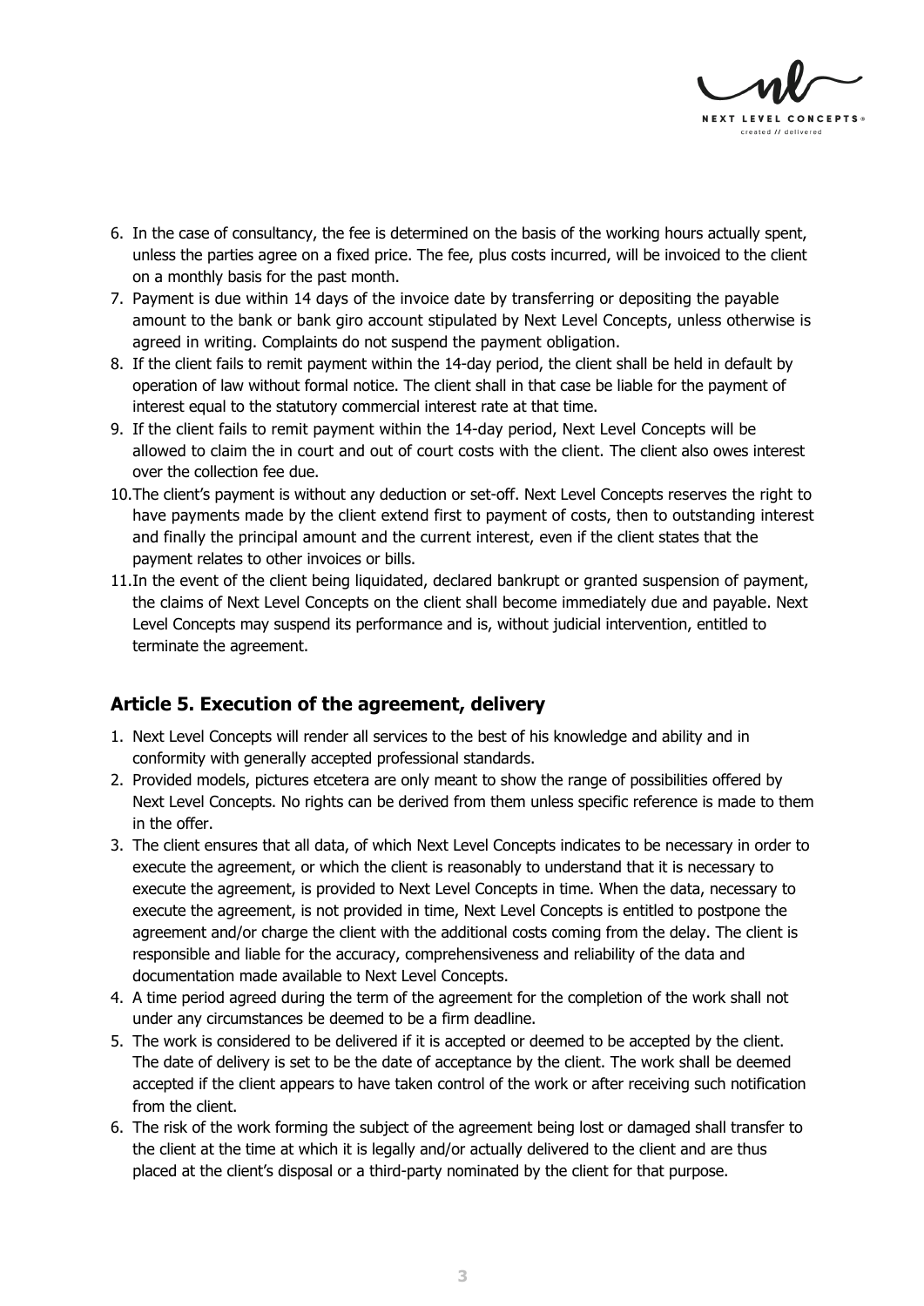6. In the case of consultancy, the fee is determined on the basis of the working hours actually spent, unless the parties agree on a fixed price. The fee, plus costs incurred, will be invoiced to the client on a monthly basis for the past month.
7. Payment is due within 14 days of the invoice date by transferring or depositing the payable amount to the bank or bank giro account stipulated by Next Level Concepts, unless otherwise is agreed in writing. Complaints do not suspend the payment obligation.
8. If the client fails to remit payment within the 14-day period, the client shall be held in default by operation of law without formal notice. The client shall in that case be liable for the payment of interest equal to the statutory commercial interest rate at that time.
9. If the client fails to remit payment within the 14-day period, Next Level Concepts will be allowed to claim the in court and out of court costs with the client. The client also owes interest over the collection fee due.
10. The client's payment is without any deduction or set-off. Next Level Concepts reserves the right to have payments made by the client extend first to payment of costs, then to outstanding interest and finally the principal amount and the current interest, even if the client states that the payment relates to other invoices or bills.
11. In the event of the client being liquidated, declared bankrupt or granted suspension of payment, the claims of Next Level Concepts on the client shall become immediately due and payable. Next Level Concepts may suspend its performance and is, without judicial intervention, entitled to terminate the agreement.

## Article 5. Execution of the agreement, delivery

1. Next Level Concepts will render all services to the best of his knowledge and ability and in conformity with generally accepted professional standards.
2. Provided models, pictures etcetera are only meant to show the range of possibilities offered by Next Level Concepts. No rights can be derived from them unless specific reference is made to them in the offer.
3. The client ensures that all data, of which Next Level Concepts indicates to be necessary in order to execute the agreement, or which the client is reasonably to understand that it is necessary to execute the agreement, is provided to Next Level Concepts in time. When the data, necessary to execute the agreement, is not provided in time, Next Level Concepts is entitled to postpone the agreement and/or charge the client with the additional costs coming from the delay. The client is responsible and liable for the accuracy, comprehensiveness and reliability of the data and documentation made available to Next Level Concepts.
4. A time period agreed during the term of the agreement for the completion of the work shall not under any circumstances be deemed to be a firm deadline.
5. The work is considered to be delivered if it is accepted or deemed to be accepted by the client. The date of delivery is set to be the date of acceptance by the client. The work shall be deemed accepted if the client appears to have taken control of the work or after receiving such notification from the client.
6. The risk of the work forming the subject of the agreement being lost or damaged shall transfer to the client at the time at which it is legally and/or actually delivered to the client and are thus placed at the client's disposal or a third-party nominated by the client for that purpose.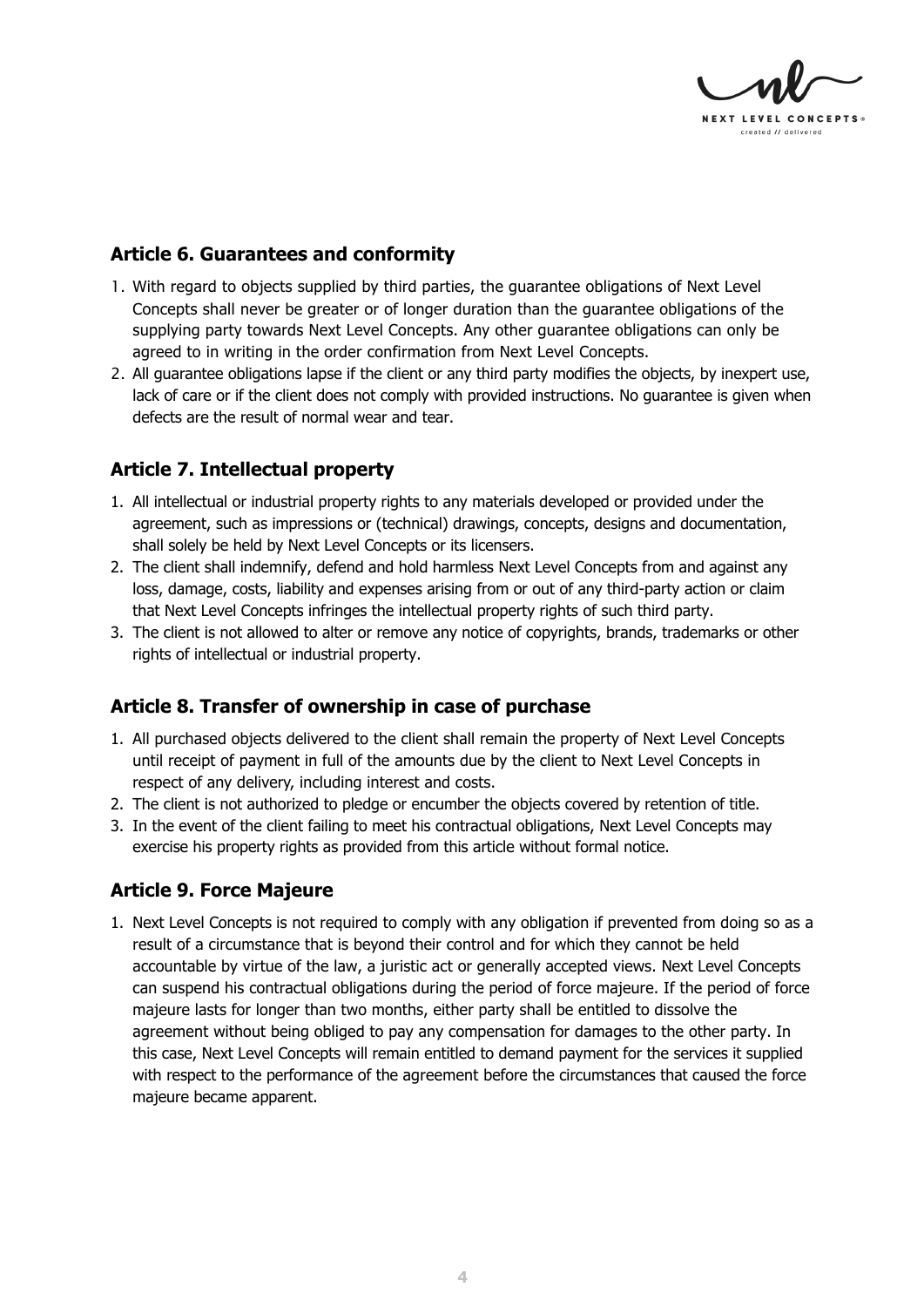## Article 6. Guarantees and conformity

1. With regard to objects supplied by third parties, the guarantee obligations of Next Level Concepts shall never be greater or of longer duration than the guarantee obligations of the supplying party towards Next Level Concepts. Any other guarantee obligations can only be agreed to in writing in the order confirmation from Next Level Concepts.
2. All guarantee obligations lapse if the client or any third party modifies the objects, by inexpert use, lack of care or if the client does not comply with provided instructions. No guarantee is given when defects are the result of normal wear and tear.

## Article 7. Intellectual property

1. All intellectual or industrial property rights to any materials developed or provided under the agreement, such as impressions or (technical) drawings, concepts, designs and documentation, shall solely be held by Next Level Concepts or its licensers.
2. The client shall indemnify, defend and hold harmless Next Level Concepts from and against any loss, damage, costs, liability and expenses arising from or out of any third-party action or claim that Next Level Concepts infringes the intellectual property rights of such third party.
3. The client is not allowed to alter or remove any notice of copyrights, brands, trademarks or other rights of intellectual or industrial property.

## Article 8. Transfer of ownership in case of purchase

1. All purchased objects delivered to the client shall remain the property of Next Level Concepts until receipt of payment in full of the amounts due by the client to Next Level Concepts in respect of any delivery, including interest and costs.
2. The client is not authorized to pledge or encumber the objects covered by retention of title.
3. In the event of the client failing to meet his contractual obligations, Next Level Concepts may exercise his property rights as provided from this article without formal notice.

## Article 9. Force Majeure

1. Next Level Concepts is not required to comply with any obligation if prevented from doing so as a result of a circumstance that is beyond their control and for which they cannot be held accountable by virtue of the law, a juristic act or generally accepted views. Next Level Concepts can suspend his contractual obligations during the period of force majeure. If the period of force majeure lasts for longer than two months, either party shall be entitled to dissolve the agreement without being obliged to pay any compensation for damages to the other party. In this case, Next Level Concepts will remain entitled to demand payment for the services it supplied with respect to the performance of the agreement before the circumstances that caused the force majeure became apparent.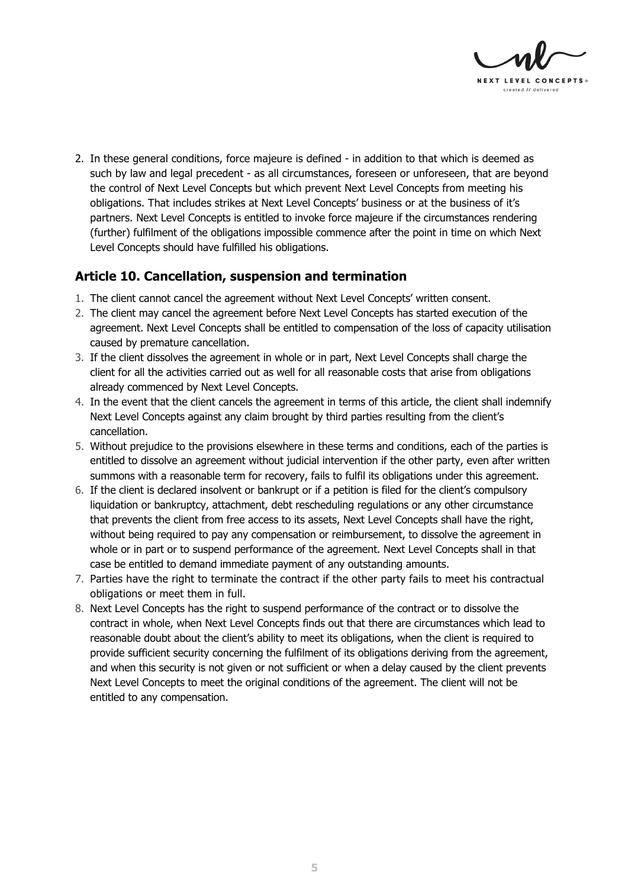2. In these general conditions, force majeure is defined - in addition to that which is deemed as such by law and legal precedent - as all circumstances, foreseen or unforeseen, that are beyond the control of Next Level Concepts but which prevent Next Level Concepts from meeting his obligations. That includes strikes at Next Level Concepts' business or at the business of it's partners. Next Level Concepts is entitled to invoke force majeure if the circumstances rendering (further) fulfilment of the obligations impossible commence after the point in time on which Next Level Concepts should have fulfilled his obligations.

## Article 10. Cancellation, suspension and termination

1. The client cannot cancel the agreement without Next Level Concepts' written consent.
2. The client may cancel the agreement before Next Level Concepts has started execution of the agreement. Next Level Concepts shall be entitled to compensation of the loss of capacity utilisation caused by premature cancellation.
3. If the client dissolves the agreement in whole or in part, Next Level Concepts shall charge the client for all the activities carried out as well for all reasonable costs that arise from obligations already commenced by Next Level Concepts.
4. In the event that the client cancels the agreement in terms of this article, the client shall indemnify Next Level Concepts against any claim brought by third parties resulting from the client's cancellation.
5. Without prejudice to the provisions elsewhere in these terms and conditions, each of the parties is entitled to dissolve an agreement without judicial intervention if the other party, even after written summons with a reasonable term for recovery, fails to fulfil its obligations under this agreement.
6. If the client is declared insolvent or bankrupt or if a petition is filed for the client's compulsory liquidation or bankruptcy, attachment, debt rescheduling regulations or any other circumstance that prevents the client from free access to its assets, Next Level Concepts shall have the right, without being required to pay any compensation or reimbursement, to dissolve the agreement in whole or in part or to suspend performance of the agreement. Next Level Concepts shall in that case be entitled to demand immediate payment of any outstanding amounts.
7. Parties have the right to terminate the contract if the other party fails to meet his contractual obligations or meet them in full.
8. Next Level Concepts has the right to suspend performance of the contract or to dissolve the contract in whole, when Next Level Concepts finds out that there are circumstances which lead to reasonable doubt about the client's ability to meet its obligations, when the client is required to provide sufficient security concerning the fulfilment of its obligations deriving from the agreement, and when this security is not given or not sufficient or when a delay caused by the client prevents Next Level Concepts to meet the original conditions of the agreement. The client will not be entitled to any compensation.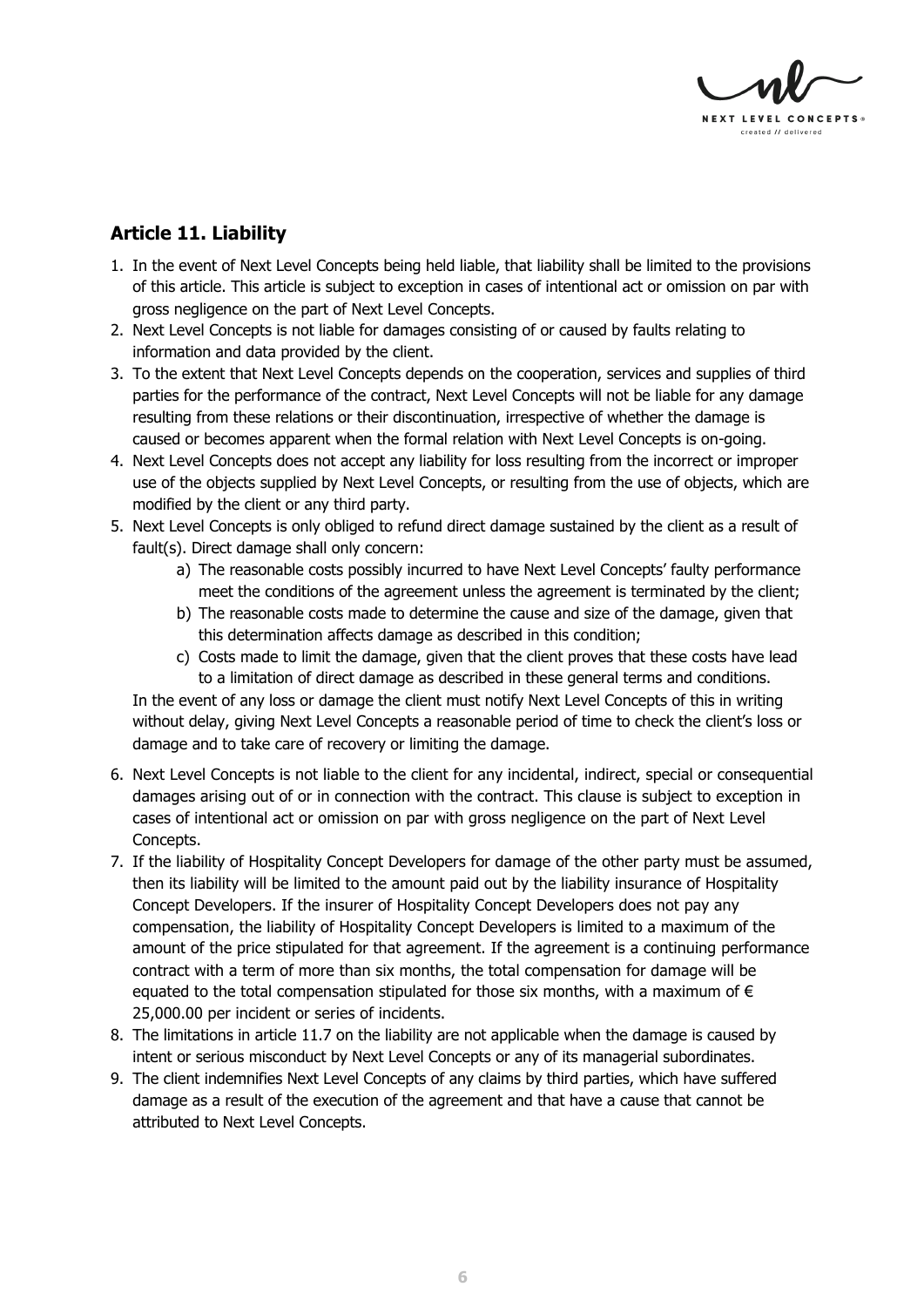## Article 11. Liability

1. In the event of Next Level Concepts being held liable, that liability shall be limited to the provisions of this article. This article is subject to exception in cases of intentional act or omission on par with gross negligence on the part of Next Level Concepts.
2. Next Level Concepts is not liable for damages consisting of or caused by faults relating to information and data provided by the client.
3. To the extent that Next Level Concepts depends on the cooperation, services and supplies of third parties for the performance of the contract, Next Level Concepts will not be liable for any damage resulting from these relations or their discontinuation, irrespective of whether the damage is caused or becomes apparent when the formal relation with Next Level Concepts is on-going.
4. Next Level Concepts does not accept any liability for loss resulting from the incorrect or improper use of the objects supplied by Next Level Concepts, or resulting from the use of objects, which are modified by the client or any third party.
5. Next Level Concepts is only obliged to refund direct damage sustained by the client as a result of fault(s). Direct damage shall only concern:
   a) The reasonable costs possibly incurred to have Next Level Concepts' faulty performance meet the conditions of the agreement unless the agreement is terminated by the client;
   b) The reasonable costs made to determine the cause and size of the damage, given that this determination affects damage as described in this condition;
   c) Costs made to limit the damage, given that the client proves that these costs have lead to a limitation of direct damage as described in these general terms and conditions.

   In the event of any loss or damage the client must notify Next Level Concepts of this in writing without delay, giving Next Level Concepts a reasonable period of time to check the client's loss or damage and to take care of recovery or limiting the damage.
6. Next Level Concepts is not liable to the client for any incidental, indirect, special or consequential damages arising out of or in connection with the contract. This clause is subject to exception in cases of intentional act or omission on par with gross negligence on the part of Next Level Concepts.
7. If the liability of Hospitality Concept Developers for damage of the other party must be assumed, then its liability will be limited to the amount paid out by the liability insurance of Hospitality Concept Developers. If the insurer of Hospitality Concept Developers does not pay any compensation, the liability of Hospitality Concept Developers is limited to a maximum of the amount of the price stipulated for that agreement. If the agreement is a continuing performance contract with a term of more than six months, the total compensation for damage will be equated to the total compensation stipulated for those six months, with a maximum of € 25,000.00 per incident or series of incidents.
8. The limitations in article 11.7 on the liability are not applicable when the damage is caused by intent or serious misconduct by Next Level Concepts or any of its managerial subordinates.
9. The client indemnifies Next Level Concepts of any claims by third parties, which have suffered damage as a result of the execution of the agreement and that have a cause that cannot be attributed to Next Level Concepts.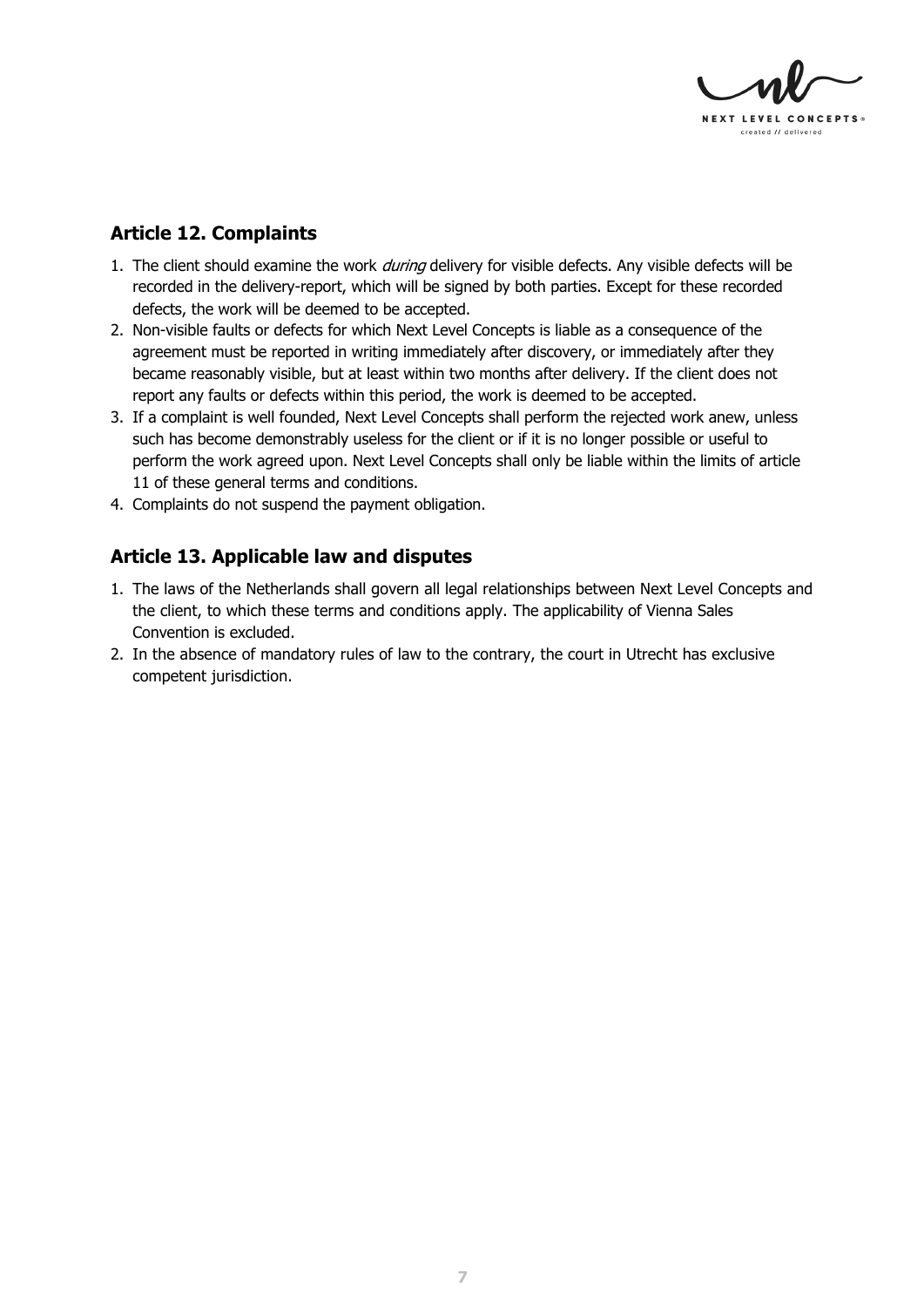## Article 12. Complaints

1. The client should examine the work *during* delivery for visible defects. Any visible defects will be recorded in the delivery-report, which will be signed by both parties. Except for these recorded defects, the work will be deemed to be accepted.
2. Non-visible faults or defects for which Next Level Concepts is liable as a consequence of the agreement must be reported in writing immediately after discovery, or immediately after they became reasonably visible, but at least within two months after delivery. If the client does not report any faults or defects within this period, the work is deemed to be accepted.
3. If a complaint is well founded, Next Level Concepts shall perform the rejected work anew, unless such has become demonstrably useless for the client or if it is no longer possible or useful to perform the work agreed upon. Next Level Concepts shall only be liable within the limits of article 11 of these general terms and conditions.
4. Complaints do not suspend the payment obligation.

## Article 13. Applicable law and disputes

1. The laws of the Netherlands shall govern all legal relationships between Next Level Concepts and the client, to which these terms and conditions apply. The applicability of Vienna Sales Convention is excluded.
2. In the absence of mandatory rules of law to the contrary, the court in Utrecht has exclusive competent jurisdiction.